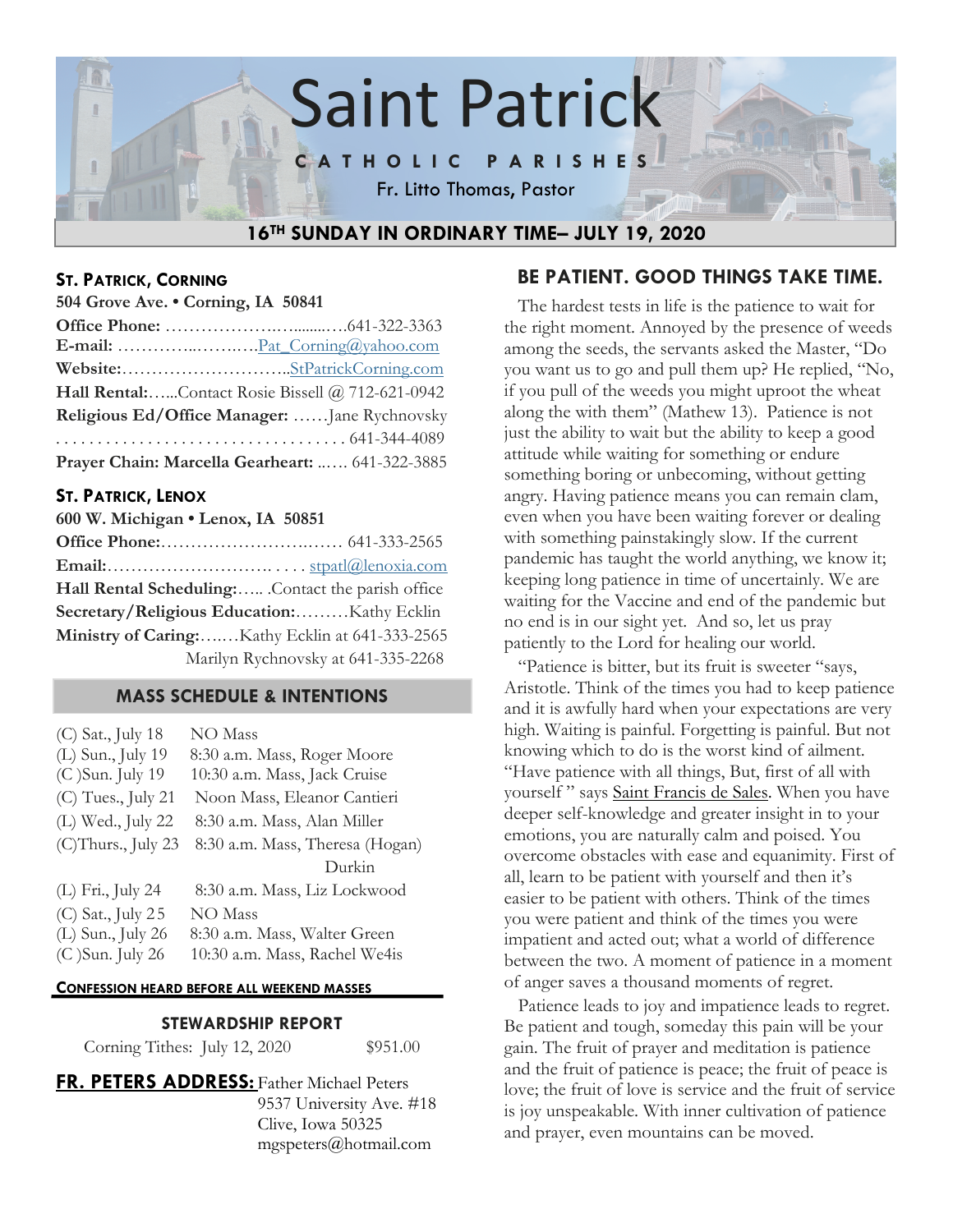# Saint Patrick

CATHOLIC PARISHES

Fr. Litto Thomas, Pastor

## 16TH SUNDAY IN ORDINARY TIME– JULY 19, 2020

### ST. PATRICK, CORNING

**504 Grove Ave. • Corning, IA 50841**

**Office Phone:** ……………….….......….641-322-3363
**E-mail:** …………..….….…Pat_Corning@yahoo.com
**Website:**……………………….StPatrickCorning.com
**Hall Rental:**…...Contact Rosie Bissell @ 712-621-0942
**Religious Ed/Office Manager:** ……Jane Rychnovsky
. . . . . . . . . . . . . . . . . . . . . . . . . . . . . . . . . . . . 641-344-4089
**Prayer Chain: Marcella Gearheart:** ..…. 641-322-3885

### ST. PATRICK, LENOX

**600 W. Michigan • Lenox, IA 50851**

**Office Phone:**……………………….…… 641-333-2565
**Email:**………………………. . . . . stpatl@lenoxia.com
**Hall Rental Scheduling:**….. .Contact the parish office
**Secretary/Religious Education:**………Kathy Ecklin
**Ministry of Caring:**…..…Kathy Ecklin at 641-333-2565
Marilyn Rychnovsky at 641-335-2268

### MASS SCHEDULE & INTENTIONS

| | |
|---|---|
| (C) Sat., July 18 | NO Mass |
| (L) Sun., July 19 | 8:30 a.m. Mass, Roger Moore |
| (C )Sun. July 19 | 10:30 a.m. Mass, Jack Cruise |
| (C) Tues., July 21 | Noon Mass, Eleanor Cantieri |
| (L) Wed., July 22 | 8:30 a.m. Mass, Alan Miller |
| (C)Thurs., July 23 | 8:30 a.m. Mass, Theresa (Hogan) Durkin |
| (L) Fri., July 24 | 8:30 a.m. Mass, Liz Lockwood |
| (C) Sat., July 25 | NO Mass |
| (L) Sun., July 26 | 8:30 a.m. Mass, Walter Green |
| (C )Sun. July 26 | 10:30 a.m. Mass, Rachel We4is |

**CONFESSION HEARD BEFORE ALL WEEKEND MASSES**

### STEWARDSHIP REPORT

Corning Tithes: July 12, 2020 $951.00

**FR. PETERS ADDRESS:** Father Michael Peters
9537 University Ave. #18
Clive, Iowa 50325
mgspeters@hotmail.com

## BE PATIENT. GOOD THINGS TAKE TIME.

The hardest tests in life is the patience to wait for the right moment. Annoyed by the presence of weeds among the seeds, the servants asked the Master, "Do you want us to go and pull them up? He replied, "No, if you pull of the weeds you might uproot the wheat along the with them" (Mathew 13). Patience is not just the ability to wait but the ability to keep a good attitude while waiting for something or endure something boring or unbecoming, without getting angry. Having patience means you can remain clam, even when you have been waiting forever or dealing with something painstakingly slow. If the current pandemic has taught the world anything, we know it; keeping long patience in time of uncertainly. We are waiting for the Vaccine and end of the pandemic but no end is in our sight yet. And so, let us pray patiently to the Lord for healing our world.

"Patience is bitter, but its fruit is sweeter "says, Aristotle. Think of the times you had to keep patience and it is awfully hard when your expectations are very high. Waiting is painful. Forgetting is painful. But not knowing which to do is the worst kind of ailment. "Have patience with all things, But, first of all with yourself " says Saint Francis de Sales. When you have deeper self-knowledge and greater insight in to your emotions, you are naturally calm and poised. You overcome obstacles with ease and equanimity. First of all, learn to be patient with yourself and then it's easier to be patient with others. Think of the times you were patient and think of the times you were impatient and acted out; what a world of difference between the two. A moment of patience in a moment of anger saves a thousand moments of regret.

Patience leads to joy and impatience leads to regret. Be patient and tough, someday this pain will be your gain. The fruit of prayer and meditation is patience and the fruit of patience is peace; the fruit of peace is love; the fruit of love is service and the fruit of service is joy unspeakable. With inner cultivation of patience and prayer, even mountains can be moved.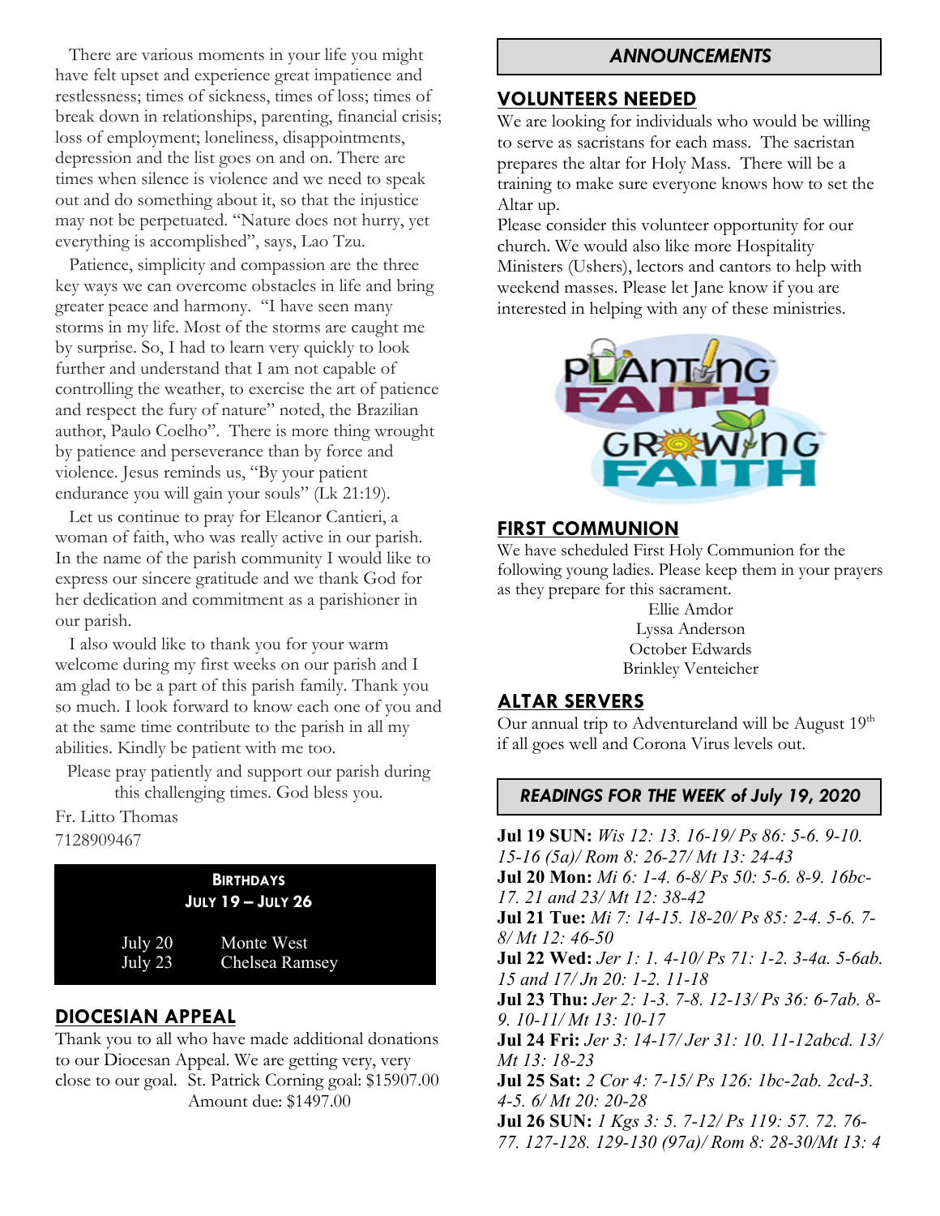There are various moments in your life you might have felt upset and experience great impatience and restlessness; times of sickness, times of loss; times of break down in relationships, parenting, financial crisis; loss of employment; loneliness, disappointments, depression and the list goes on and on. There are times when silence is violence and we need to speak out and do something about it, so that the injustice may not be perpetuated. "Nature does not hurry, yet everything is accomplished", says, Lao Tzu.

Patience, simplicity and compassion are the three key ways we can overcome obstacles in life and bring greater peace and harmony. "I have seen many storms in my life. Most of the storms are caught me by surprise. So, I had to learn very quickly to look further and understand that I am not capable of controlling the weather, to exercise the art of patience and respect the fury of nature" noted, the Brazilian author, Paulo Coelho". There is more thing wrought by patience and perseverance than by force and violence. Jesus reminds us, "By your patient endurance you will gain your souls" (Lk 21:19).

Let us continue to pray for Eleanor Cantieri, a woman of faith, who was really active in our parish. In the name of the parish community I would like to express our sincere gratitude and we thank God for her dedication and commitment as a parishioner in our parish.

I also would like to thank you for your warm welcome during my first weeks on our parish and I am glad to be a part of this parish family. Thank you so much. I look forward to know each one of you and at the same time contribute to the parish in all my abilities. Kindly be patient with me too.

Please pray patiently and support our parish during this challenging times. God bless you.

Fr. Litto Thomas
7128909467

**BIRTHDAYS**
**JULY 19 – JULY 26**

July 20 Monte West
July 23 Chelsea Ramsey

## DIOCESIAN APPEAL

Thank you to all who have made additional donations to our Diocesan Appeal. We are getting very, very close to our goal. St. Patrick Corning goal: $15907.00
Amount due: $1497.00

## *ANNOUNCEMENTS*

## VOLUNTEERS NEEDED

We are looking for individuals who would be willing to serve as sacristans for each mass. The sacristan prepares the altar for Holy Mass. There will be a training to make sure everyone knows how to set the Altar up.
Please consider this volunteer opportunity for our church. We would also like more Hospitality Ministers (Ushers), lectors and cantors to help with weekend masses. Please let Jane know if you are interested in helping with any of these ministries.

PLANTING FAITH GROWING FAITH

## FIRST COMMUNION

We have scheduled First Holy Communion for the following young ladies. Please keep them in your prayers as they prepare for this sacrament.

Ellie Amdor
Lyssa Anderson
October Edwards
Brinkley Venteicher

## ALTAR SERVERS

Our annual trip to Adventureland will be August 19th if all goes well and Corona Virus levels out.

## *READINGS FOR THE WEEK of July 19, 2020*

**Jul 19 SUN:** *Wis 12: 13. 16-19/ Ps 86: 5-6. 9-10. 15-16 (5a)/ Rom 8: 26-27/ Mt 13: 24-43*
**Jul 20 Mon:** *Mi 6: 1-4. 6-8/ Ps 50: 5-6. 8-9. 16bc-17. 21 and 23/ Mt 12: 38-42*
**Jul 21 Tue:** *Mi 7: 14-15. 18-20/ Ps 85: 2-4. 5-6. 7-8/ Mt 12: 46-50*
**Jul 22 Wed:** *Jer 1: 1. 4-10/ Ps 71: 1-2. 3-4a. 5-6ab. 15 and 17/ Jn 20: 1-2. 11-18*
**Jul 23 Thu:** *Jer 2: 1-3. 7-8. 12-13/ Ps 36: 6-7ab. 8-9. 10-11/ Mt 13: 10-17*
**Jul 24 Fri:** *Jer 3: 14-17/ Jer 31: 10. 11-12abcd. 13/ Mt 13: 18-23*
**Jul 25 Sat:** *2 Cor 4: 7-15/ Ps 126: 1bc-2ab. 2cd-3. 4-5. 6/ Mt 20: 20-28*
**Jul 26 SUN:** *1 Kgs 3: 5. 7-12/ Ps 119: 57. 72. 76-77. 127-128. 129-130 (97a)/ Rom 8: 28-30/Mt 13: 4*